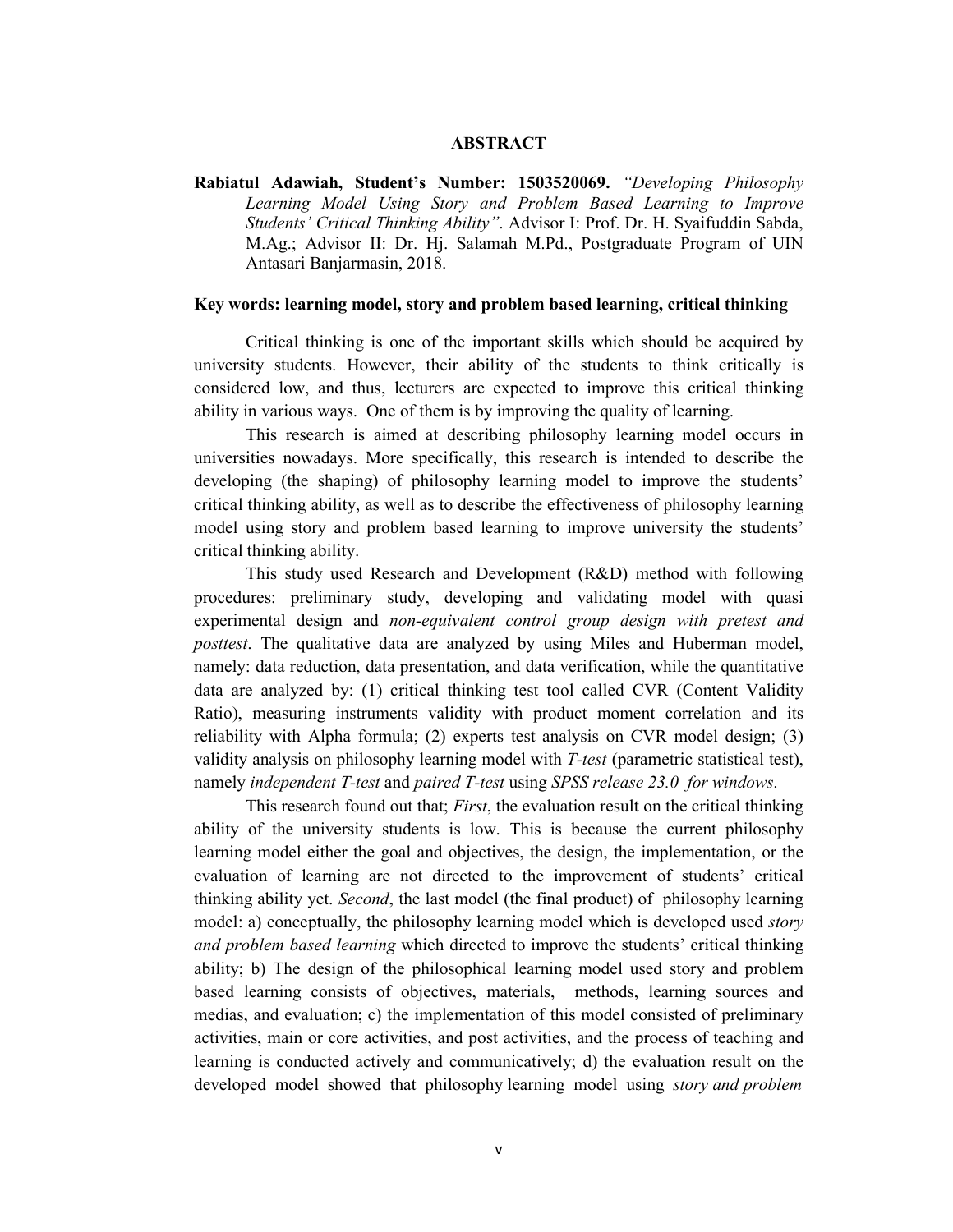# ABSTRACT

**Rabiatul Adawiah, Student's Number: 1503520069.** *"Developing Philosophy Learning Model Using Story and Problem Based Learning to Improve Students' Critical Thinking Ability"*. Advisor I: Prof. Dr. H. Syaifuddin Sabda, M.Ag.; Advisor II: Dr. Hj. Salamah M.Pd., Postgraduate Program of UIN Antasari Banjarmasin, 2018.

**Key words: learning model, story and problem based learning, critical thinking**

Critical thinking is one of the important skills which should be acquired by university students. However, their ability of the students to think critically is considered low, and thus, lecturers are expected to improve this critical thinking ability in various ways. One of them is by improving the quality of learning.

This research is aimed at describing philosophy learning model occurs in universities nowadays. More specifically, this research is intended to describe the developing (the shaping) of philosophy learning model to improve the students' critical thinking ability, as well as to describe the effectiveness of philosophy learning model using story and problem based learning to improve university the students' critical thinking ability.

This study used Research and Development (R&D) method with following procedures: preliminary study, developing and validating model with quasi experimental design and *non-equivalent control group design with pretest and posttest*. The qualitative data are analyzed by using Miles and Huberman model, namely: data reduction, data presentation, and data verification, while the quantitative data are analyzed by: (1) critical thinking test tool called CVR (Content Validity Ratio), measuring instruments validity with product moment correlation and its reliability with Alpha formula; (2) experts test analysis on CVR model design; (3) validity analysis on philosophy learning model with *T-test* (parametric statistical test), namely *independent T-test* and *paired T-test* using *SPSS release 23.0 for windows*.

This research found out that; *First*, the evaluation result on the critical thinking ability of the university students is low. This is because the current philosophy learning model either the goal and objectives, the design, the implementation, or the evaluation of learning are not directed to the improvement of students' critical thinking ability yet. *Second*, the last model (the final product) of philosophy learning model: a) conceptually, the philosophy learning model which is developed used *story and problem based learning* which directed to improve the students' critical thinking ability; b) The design of the philosophical learning model used story and problem based learning consists of objectives, materials, methods, learning sources and medias, and evaluation; c) the implementation of this model consisted of preliminary activities, main or core activities, and post activities, and the process of teaching and learning is conducted actively and communicatively; d) the evaluation result on the developed model showed that philosophy learning model using *story and problem*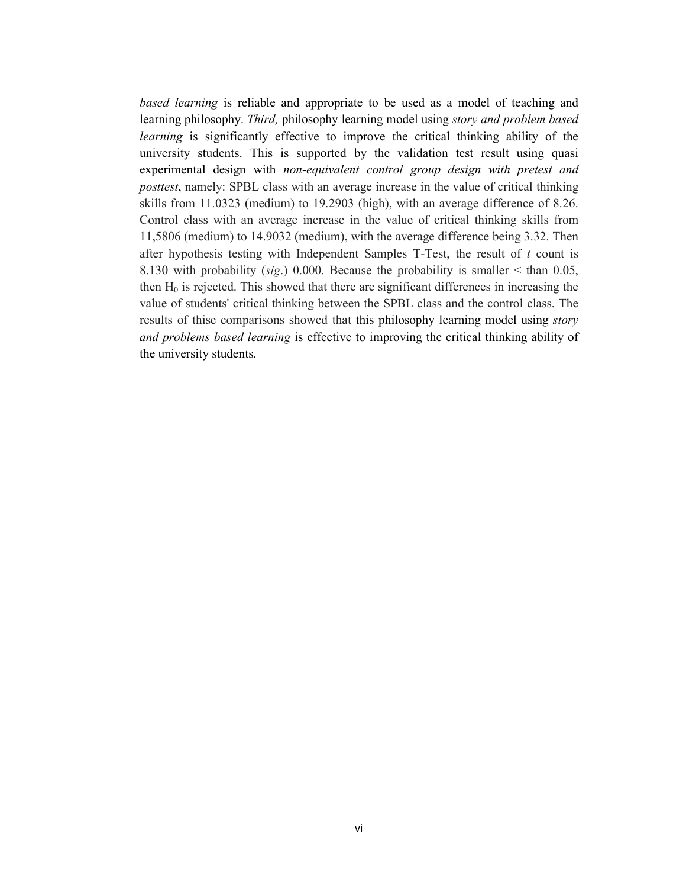*based learning* is reliable and appropriate to be used as a model of teaching and learning philosophy. *Third,* philosophy learning model using *story and problem based learning* is significantly effective to improve the critical thinking ability of the university students. This is supported by the validation test result using quasi experimental design with *non-equivalent control group design with pretest and posttest*, namely: SPBL class with an average increase in the value of critical thinking skills from 11.0323 (medium) to 19.2903 (high), with an average difference of 8.26. Control class with an average increase in the value of critical thinking skills from 11,5806 (medium) to 14.9032 (medium), with the average difference being 3.32. Then after hypothesis testing with Independent Samples T-Test, the result of *t* count is 8.130 with probability (*sig*.) 0.000. Because the probability is smaller < than 0.05, then $H_0$ is rejected. This showed that there are significant differences in increasing the value of students' critical thinking between the SPBL class and the control class. The results of thise comparisons showed that this philosophy learning model using *story and problems based learning* is effective to improving the critical thinking ability of the university students.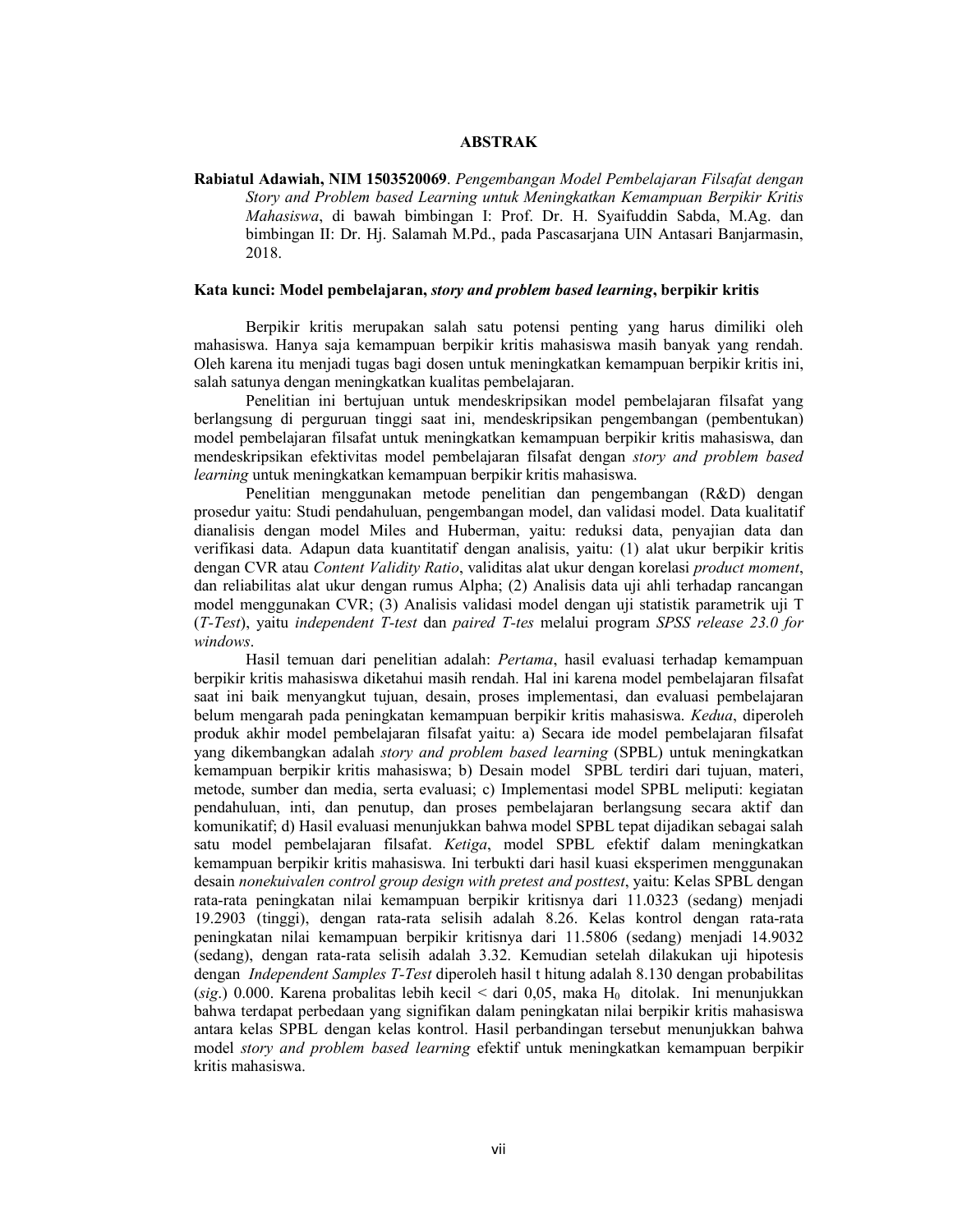# ABSTRAK

**Rabiatul Adawiah, NIM 1503520069**. *Pengembangan Model Pembelajaran Filsafat dengan Story and Problem based Learning untuk Meningkatkan Kemampuan Berpikir Kritis Mahasiswa*, di bawah bimbingan I: Prof. Dr. H. Syaifuddin Sabda, M.Ag. dan bimbingan II: Dr. Hj. Salamah M.Pd., pada Pascasarjana UIN Antasari Banjarmasin, 2018.

**Kata kunci: Model pembelajaran, *story and problem based learning*, berpikir kritis**

Berpikir kritis merupakan salah satu potensi penting yang harus dimiliki oleh mahasiswa. Hanya saja kemampuan berpikir kritis mahasiswa masih banyak yang rendah. Oleh karena itu menjadi tugas bagi dosen untuk meningkatkan kemampuan berpikir kritis ini, salah satunya dengan meningkatkan kualitas pembelajaran.

Penelitian ini bertujuan untuk mendeskripsikan model pembelajaran filsafat yang berlangsung di perguruan tinggi saat ini, mendeskripsikan pengembangan (pembentukan) model pembelajaran filsafat untuk meningkatkan kemampuan berpikir kritis mahasiswa, dan mendeskripsikan efektivitas model pembelajaran filsafat dengan *story and problem based learning* untuk meningkatkan kemampuan berpikir kritis mahasiswa.

Penelitian menggunakan metode penelitian dan pengembangan (R&D) dengan prosedur yaitu: Studi pendahuluan, pengembangan model, dan validasi model. Data kualitatif dianalisis dengan model Miles dan Huberman, yaitu: reduksi data, penyajian data dan verifikasi data. Adapun data kuantitatif dengan analisis, yaitu: (1) alat ukur berpikir kritis dengan CVR atau *Content Validity Ratio*, validitas alat ukur dengan korelasi *product moment*, dan reliabilitas alat ukur dengan rumus Alpha; (2) Analisis data uji ahli terhadap rancangan model menggunakan CVR; (3) Analisis validasi model dengan uji statistik parametrik uji T (*T-Test*), yaitu *independent T-test* dan *paired T-tes* melalui program *SPSS release 23.0 for windows*.

Hasil temuan dari penelitian adalah: *Pertama*, hasil evaluasi terhadap kemampuan berpikir kritis mahasiswa diketahui masih rendah. Hal ini karena model pembelajaran filsafat saat ini baik menyangkut tujuan, desain, proses implementasi, dan evaluasi pembelajaran belum mengarah pada peningkatan kemampuan berpikir kritis mahasiswa. *Kedua*, diperoleh produk akhir model pembelajaran filsafat yaitu: a) Secara ide model pembelajaran filsafat yang dikembangkan adalah *story and problem based learning* (SPBL) untuk meningkatkan kemampuan berpikir kritis mahasiswa; b) Desain model SPBL terdiri dari tujuan, materi, metode, sumber dan media, serta evaluasi; c) Implementasi model SPBL meliputi: kegiatan pendahuluan, inti, dan penutup, dan proses pembelajaran berlangsung secara aktif dan komunikatif; d) Hasil evaluasi menunjukkan bahwa model SPBL tepat dijadikan sebagai salah satu model pembelajaran filsafat. *Ketiga*, model SPBL efektif dalam meningkatkan kemampuan berpikir kritis mahasiswa. Ini terbukti dari hasil kuasi eksperimen menggunakan desain *nonekuivalen control group design with pretest and posttest*, yaitu: Kelas SPBL dengan rata-rata peningkatan nilai kemampuan berpikir kritisnya dari 11.0323 (sedang) menjadi 19.2903 (tinggi), dengan rata-rata selisih adalah 8.26. Kelas kontrol dengan rata-rata peningkatan nilai kemampuan berpikir kritisnya dari 11.5806 (sedang) menjadi 14.9032 (sedang), dengan rata-rata selisih adalah 3.32. Kemudian setelah dilakukan uji hipotesis dengan *Independent Samples T-Test* diperoleh hasil t hitung adalah 8.130 dengan probabilitas (*sig.*) 0.000. Karena probalitas lebih kecil < dari 0,05, maka $H_0$ ditolak. Ini menunjukkan bahwa terdapat perbedaan yang signifikan dalam peningkatan nilai berpikir kritis mahasiswa antara kelas SPBL dengan kelas kontrol. Hasil perbandingan tersebut menunjukkan bahwa model *story and problem based learning* efektif untuk meningkatkan kemampuan berpikir kritis mahasiswa.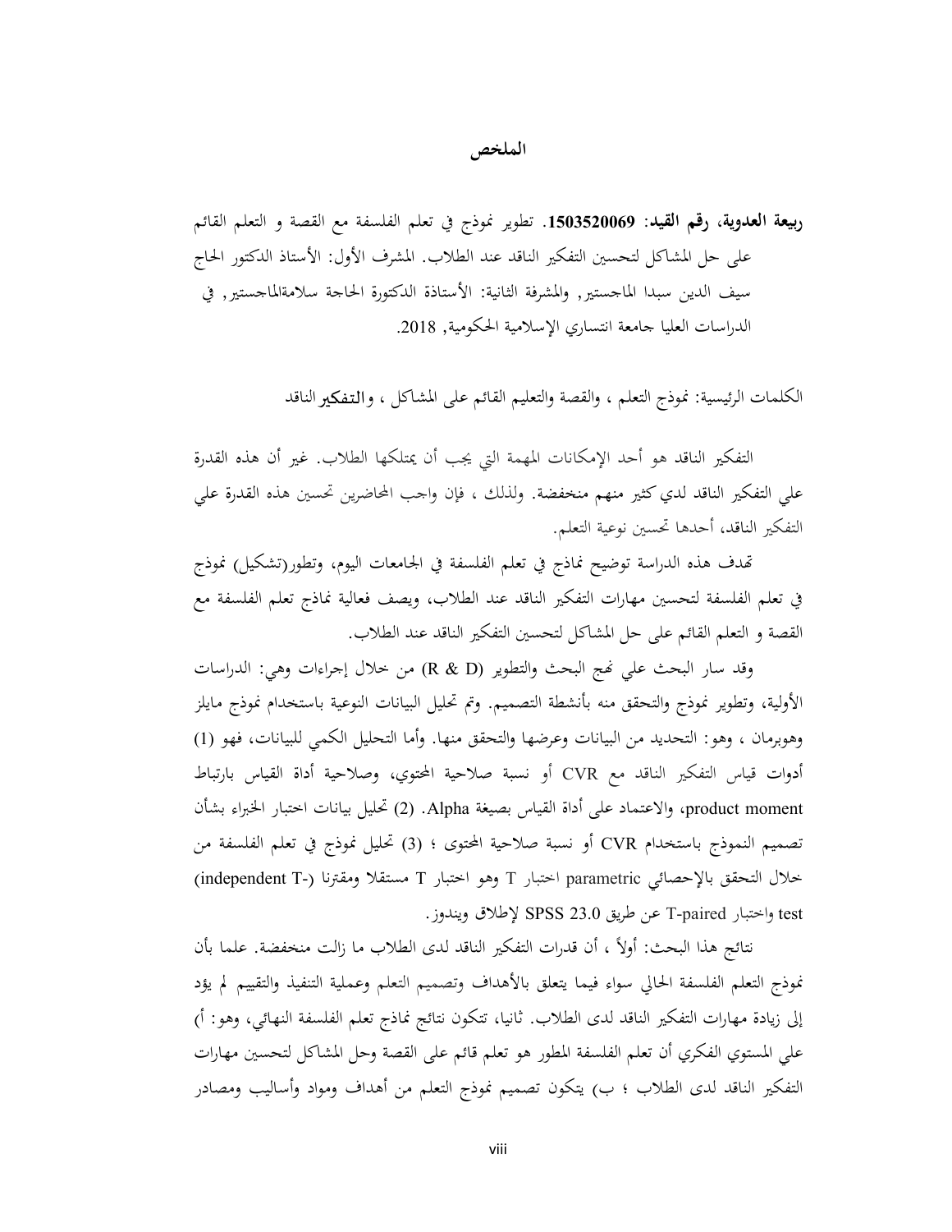# الملخص

**ربيعة العدوية، رقم القيد: 1503520069**. تطوير نموذج في تعلم الفلسفة مع القصة و التعلم القائم على حل المشاكل لتحسين التفكير الناقد عند الطلاب. المشرف الأول: الأستاذ الدكتور الحاج سيف الدين سبدا الماجستير, والمشرفة الثانية: الأستاذة الدكتورة الحاجة سلامةالماجستير, في الدراسات العليا جامعة انتساري الإسلامية الحكومية, 2018.

الكلمات الرئيسية: نموذج التعلم ، والقصة والتعليم القائم على المشاكل ، و**التفكير** الناقد

التفكير الناقد هو أحد الإمكانات المهمة التي يجب أن يمتلكها الطلاب. غير أن هذه القدرة علي التفكير الناقد لدي كثير منهم منخفضة. ولذلك ، فإن واجب المحاضرين تحسين هذه القدرة علي التفكير الناقد، أحدها تحسين نوعية التعلم.

تهدف هذه الدراسة توضيح نماذج في تعلم الفلسفة في الجامعات اليوم، وتطور(تشكيل) نموذج في تعلم الفلسفة لتحسين مهارات التفكير الناقد عند الطلاب، ويصف فعالية نماذج تعلم الفلسفة مع القصة و التعلم القائم على حل المشاكل لتحسين التفكير الناقد عند الطلاب.

وقد سار البحث علي نهج البحث والتطوير (R & D) من خلال إجراءات وهي: الدراسات الأولية، وتطوير نموذج والتحقق منه بأنشطة التصميم. وتم تحليل البيانات النوعية باستخدام نموذج مايلز وهوبرمان ، وهو: التحديد من البيانات وعرضها والتحقق منها. وأما التحليل الكمي للبيانات، فهو (1) أدوات قياس التفكير الناقد مع CVR أو نسبة صلاحية المحتوي، وصلاحية أداة القياس بارتباط product moment، والاعتماد على أداة القياس بصيغة Alpha. (2) تحليل بيانات اختبار الخبراء بشأن تصميم النموذج باستخدام CVR أو نسبة صلاحية المحتوى ؛ (3) تحليل نموذج في تعلم الفلسفة من خلال التحقق بالإحصائي parametric اختبار T وهو اختبار T مستقلا ومقترنا (independent T-test) واختبار T-paired عن طريق SPSS 23.0 لإطلاق ويندوز.

نتائج هذا البحث: أولاً ، أن قدرات التفكير الناقد لدى الطلاب ما زالت منخفضة. علما بأن نموذج التعلم الفلسفة الحالي سواء فيما يتعلق بالأهداف وتصميم التعلم وعملية التنفيذ والتقييم لم يؤد إلى زيادة مهارات التفكير الناقد لدى الطلاب. ثانيا، تتكون نتائج نماذج تعلم الفلسفة النهائي، وهو: أ) علي المستوي الفكري أن تعلم الفلسفة المطور هو تعلم قائم على القصة وحل المشاكل لتحسين مهارات التفكير الناقد لدى الطلاب ؛ ب) يتكون تصميم نموذج التعلم من أهداف ومواد وأساليب ومصادر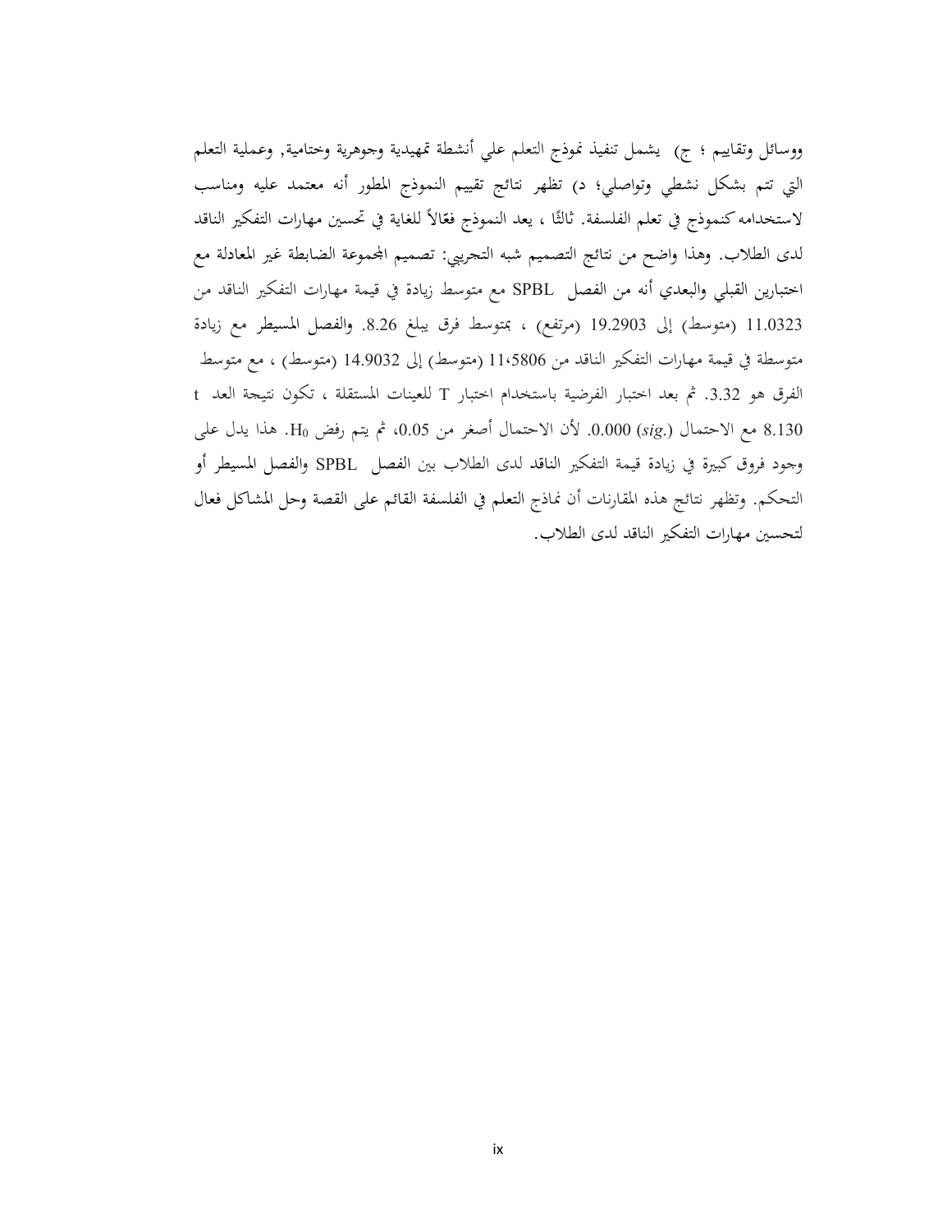ووسائل وتقاييم ؛ ج) يشمل تنفيذ نموذج التعلم علي أنشطة تمهيدية وجوهرية وختامية, وعملية التعلم التي تتم بشكل نشطي وتواصلي؛ د) تظهر نتائج تقييم النموذج المطور أنه معتمد عليه ومناسب لاستخدامه كنموذج في تعلم الفلسفة. ثالثًا ، يعد النموذج فعّالاً للغاية في تحسين مهارات التفكير الناقد لدى الطلاب. وهذا واضح من نتائج التصميم شبه التجريبي: تصميم المجموعة الضابطة غير المعادلة مع اختبارين القبلي والبعدي أنه من الفصل SPBL مع متوسط زيادة في قيمة مهارات التفكير الناقد من 11.0323 (متوسط) إلى 19.2903 (مرتفع) ، بمتوسط فرق يبلغ 8.26. والفصل المسيطر مع زيادة متوسطة في قيمة مهارات التفكير الناقد من 11،5806 (متوسط) إلى 14.9032 (متوسط) ، مع متوسط الفرق هو 3.32. ثم بعد اختبار الفرضية باستخدام اختبار T للعينات المستقلة ، تكون نتيجة العد t 8.130 مع الاحتمال (*sig.*) 0.000. لأن الاحتمال أصغر من 0.05، ثم يتم رفض $H_0$. هذا يدل على وجود فروق كبيرة في زيادة قيمة التفكير الناقد لدى الطلاب بين الفصل SPBL والفصل المسيطر أو التحكم. وتظهر نتائج هذه المقارنات أن نماذج التعلم في الفلسفة القائم على القصة وحل المشاكل فعال لتحسين مهارات التفكير الناقد لدى الطلاب.